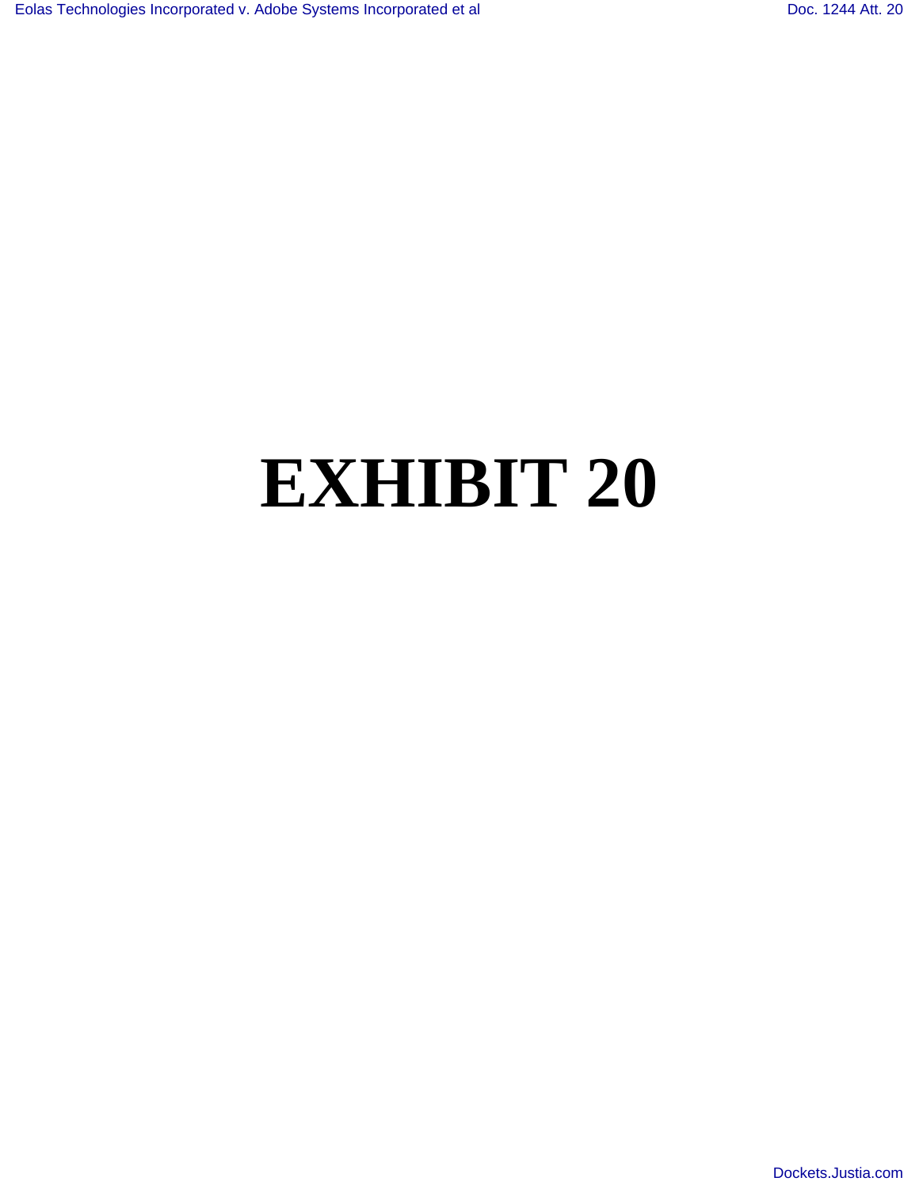# EXHIBIT 20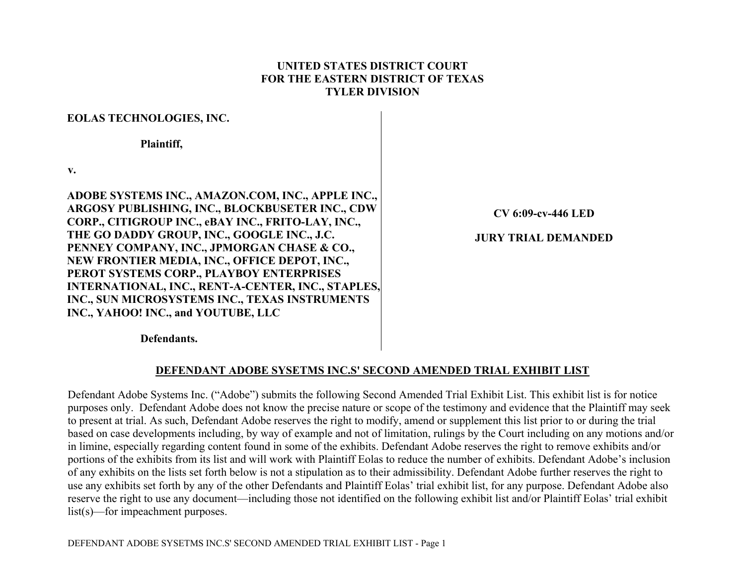**UNITED STATES DISTRICT COURT**
**FOR THE EASTERN DISTRICT OF TEXAS**
**TYLER DIVISION**

| | |
|---|---|
| **EOLAS TECHNOLOGIES, INC.**<br><br>**Plaintiff,**<br><br>**v.**<br><br>**ADOBE SYSTEMS INC., AMAZON.COM, INC., APPLE INC., ARGOSY PUBLISHING, INC., BLOCKBUSETER INC., CDW CORP., CITIGROUP INC., eBAY INC., FRITO-LAY, INC., THE GO DADDY GROUP, INC., GOOGLE INC., J.C. PENNEY COMPANY, INC., JPMORGAN CHASE & CO., NEW FRONTIER MEDIA, INC., OFFICE DEPOT, INC., PEROT SYSTEMS CORP., PLAYBOY ENTERPRISES INTERNATIONAL, INC., RENT-A-CENTER, INC., STAPLES, INC., SUN MICROSYSTEMS INC., TEXAS INSTRUMENTS INC., YAHOO! INC., and YOUTUBE, LLC**<br><br>**Defendants.** | **CV 6:09-cv-446 LED**<br><br>**JURY TRIAL DEMANDED** |

**<u>DEFENDANT ADOBE SYSETMS INC.S' SECOND AMENDED TRIAL EXHIBIT LIST</u>**

Defendant Adobe Systems Inc. ("Adobe") submits the following Second Amended Trial Exhibit List. This exhibit list is for notice purposes only. Defendant Adobe does not know the precise nature or scope of the testimony and evidence that the Plaintiff may seek to present at trial. As such, Defendant Adobe reserves the right to modify, amend or supplement this list prior to or during the trial based on case developments including, by way of example and not of limitation, rulings by the Court including on any motions and/or in limine, especially regarding content found in some of the exhibits. Defendant Adobe reserves the right to remove exhibits and/or portions of the exhibits from its list and will work with Plaintiff Eolas to reduce the number of exhibits. Defendant Adobe's inclusion of any exhibits on the lists set forth below is not a stipulation as to their admissibility. Defendant Adobe further reserves the right to use any exhibits set forth by any of the other Defendants and Plaintiff Eolas' trial exhibit list, for any purpose. Defendant Adobe also reserve the right to use any document—including those not identified on the following exhibit list and/or Plaintiff Eolas' trial exhibit list(s)—for impeachment purposes.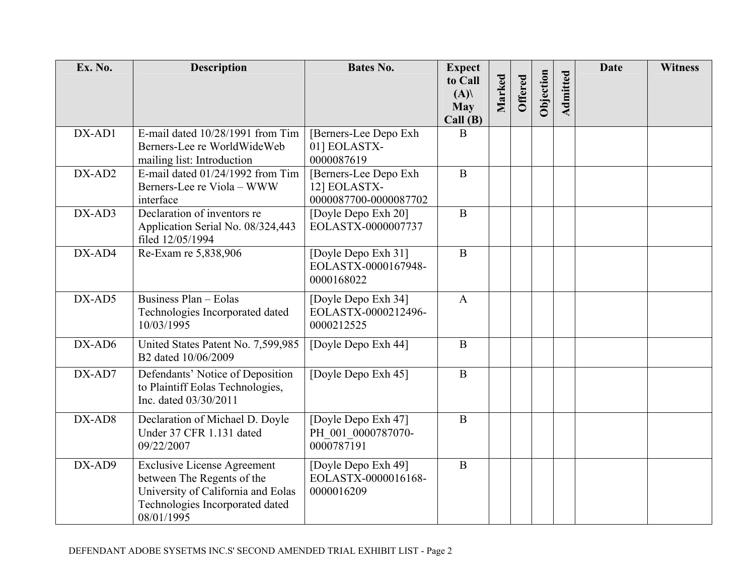| Ex. No. | Description | Bates No. | Expect to Call (A)\ May Call (B) | Marked | Offered | Objection | Admitted | Date | Witness |
|---|---|---|---|---|---|---|---|---|---|
| DX-AD1 | E-mail dated 10/28/1991 from Tim Berners-Lee re WorldWideWeb mailing list: Introduction | [Berners-Lee Depo Exh 01] EOLASTX-0000087619 | B | | | | | | |
| DX-AD2 | E-mail dated 01/24/1992 from Tim Berners-Lee re Viola – WWW interface | [Berners-Lee Depo Exh 12] EOLASTX-0000087700-0000087702 | B | | | | | | |
| DX-AD3 | Declaration of inventors re Application Serial No. 08/324,443 filed 12/05/1994 | [Doyle Depo Exh 20] EOLASTX-0000007737 | B | | | | | | |
| DX-AD4 | Re-Exam re 5,838,906 | [Doyle Depo Exh 31] EOLASTX-0000167948-0000168022 | B | | | | | | |
| DX-AD5 | Business Plan – Eolas Technologies Incorporated dated 10/03/1995 | [Doyle Depo Exh 34] EOLASTX-0000212496-0000212525 | A | | | | | | |
| DX-AD6 | United States Patent No. 7,599,985 B2 dated 10/06/2009 | [Doyle Depo Exh 44] | B | | | | | | |
| DX-AD7 | Defendants' Notice of Deposition to Plaintiff Eolas Technologies, Inc. dated 03/30/2011 | [Doyle Depo Exh 45] | B | | | | | | |
| DX-AD8 | Declaration of Michael D. Doyle Under 37 CFR 1.131 dated 09/22/2007 | [Doyle Depo Exh 47] PH_001_0000787070-0000787191 | B | | | | | | |
| DX-AD9 | Exclusive License Agreement between The Regents of the University of California and Eolas Technologies Incorporated dated 08/01/1995 | [Doyle Depo Exh 49] EOLASTX-0000016168-0000016209 | B | | | | | | |

DEFENDANT ADOBE SYSETMS INC.S' SECOND AMENDED TRIAL EXHIBIT LIST - Page 2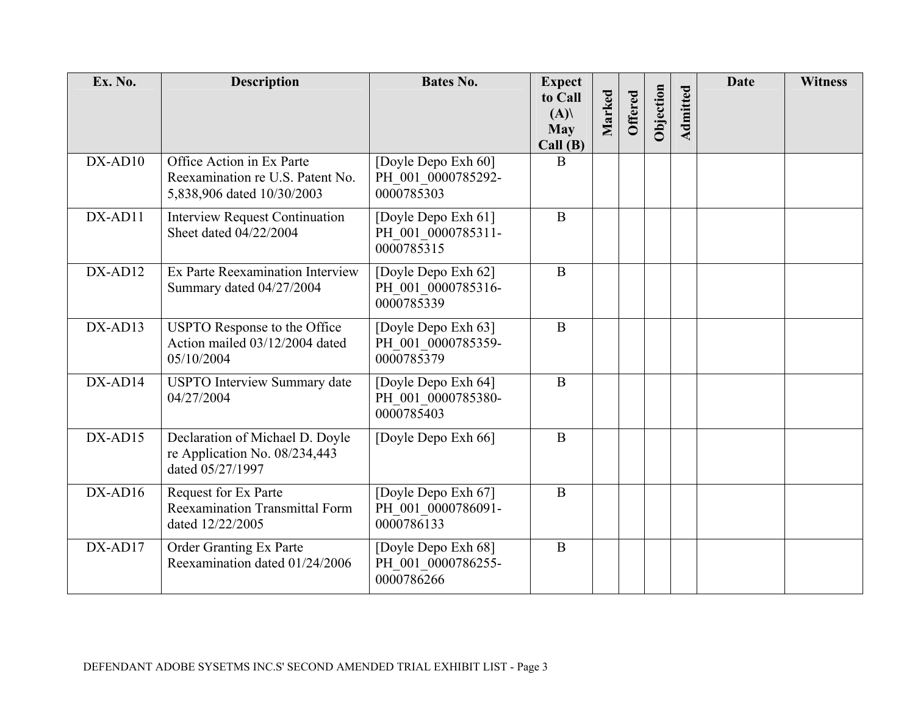| Ex. No. | Description | Bates No. | Expect to Call (A)\ May Call (B) | Marked | Offered | Objection | Admitted | Date | Witness |
|---|---|---|---|---|---|---|---|---|---|
| DX-AD10 | Office Action in Ex Parte Reexamination re U.S. Patent No. 5,838,906 dated 10/30/2003 | [Doyle Depo Exh 60] PH_001_0000785292-0000785303 | B | | | | | | |
| DX-AD11 | Interview Request Continuation Sheet dated 04/22/2004 | [Doyle Depo Exh 61] PH_001_0000785311-0000785315 | B | | | | | | |
| DX-AD12 | Ex Parte Reexamination Interview Summary dated 04/27/2004 | [Doyle Depo Exh 62] PH_001_0000785316-0000785339 | B | | | | | | |
| DX-AD13 | USPTO Response to the Office Action mailed 03/12/2004 dated 05/10/2004 | [Doyle Depo Exh 63] PH_001_0000785359-0000785379 | B | | | | | | |
| DX-AD14 | USPTO Interview Summary date 04/27/2004 | [Doyle Depo Exh 64] PH_001_0000785380-0000785403 | B | | | | | | |
| DX-AD15 | Declaration of Michael D. Doyle re Application No. 08/234,443 dated 05/27/1997 | [Doyle Depo Exh 66] | B | | | | | | |
| DX-AD16 | Request for Ex Parte Reexamination Transmittal Form dated 12/22/2005 | [Doyle Depo Exh 67] PH_001_0000786091-0000786133 | B | | | | | | |
| DX-AD17 | Order Granting Ex Parte Reexamination dated 01/24/2006 | [Doyle Depo Exh 68] PH_001_0000786255-0000786266 | B | | | | | | |

DEFENDANT ADOBE SYSETMS INC.S' SECOND AMENDED TRIAL EXHIBIT LIST - Page 3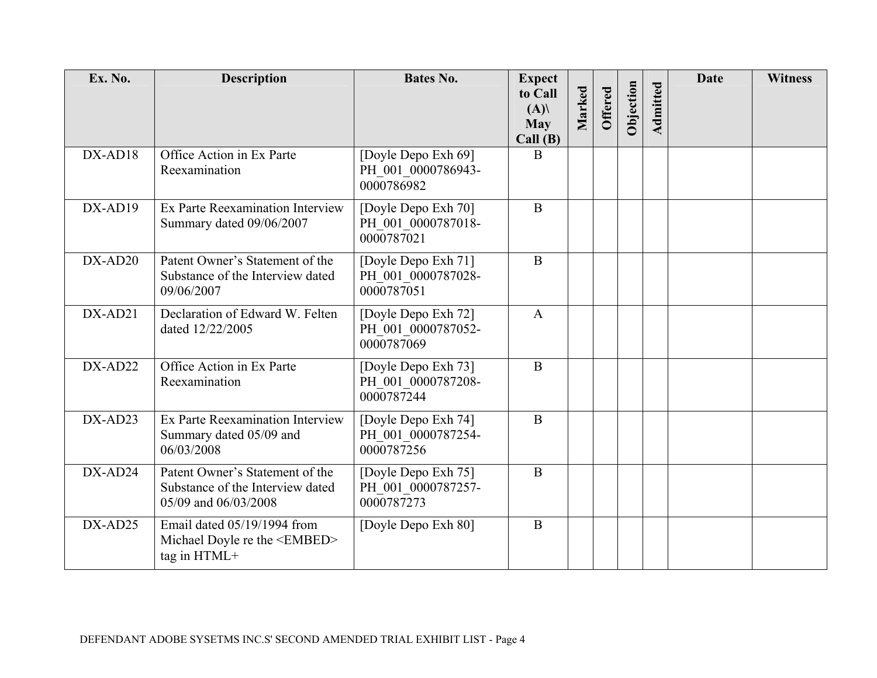| Ex. No. | Description | Bates No. | Expect to Call (A)\ May Call (B) | Marked | Offered | Objection | Admitted | Date | Witness |
|---|---|---|---|---|---|---|---|---|---|
| DX-AD18 | Office Action in Ex Parte Reexamination | [Doyle Depo Exh 69] PH_001_0000786943-0000786982 | B | | | | | | |
| DX-AD19 | Ex Parte Reexamination Interview Summary dated 09/06/2007 | [Doyle Depo Exh 70] PH_001_0000787018-0000787021 | B | | | | | | |
| DX-AD20 | Patent Owner's Statement of the Substance of the Interview dated 09/06/2007 | [Doyle Depo Exh 71] PH_001_0000787028-0000787051 | B | | | | | | |
| DX-AD21 | Declaration of Edward W. Felten dated 12/22/2005 | [Doyle Depo Exh 72] PH_001_0000787052-0000787069 | A | | | | | | |
| DX-AD22 | Office Action in Ex Parte Reexamination | [Doyle Depo Exh 73] PH_001_0000787208-0000787244 | B | | | | | | |
| DX-AD23 | Ex Parte Reexamination Interview Summary dated 05/09 and 06/03/2008 | [Doyle Depo Exh 74] PH_001_0000787254-0000787256 | B | | | | | | |
| DX-AD24 | Patent Owner's Statement of the Substance of the Interview dated 05/09 and 06/03/2008 | [Doyle Depo Exh 75] PH_001_0000787257-0000787273 | B | | | | | | |
| DX-AD25 | Email dated 05/19/1994 from Michael Doyle re the <EMBED> tag in HTML+ | [Doyle Depo Exh 80] | B | | | | | | |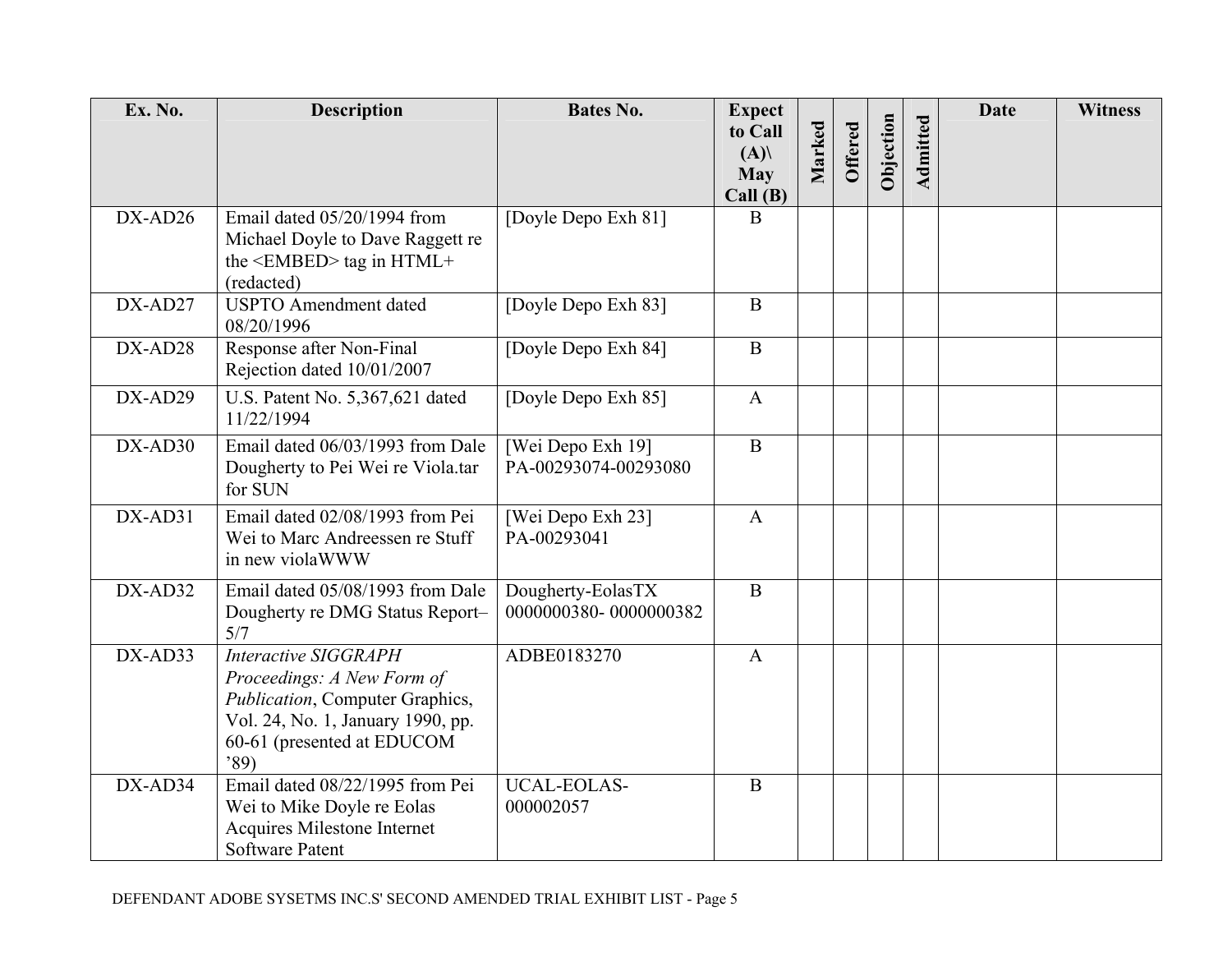| Ex. No. | Description | Bates No. | Expect to Call (A)\ May Call (B) | Marked | Offered | Objection | Admitted | Date | Witness |
|---|---|---|---|---|---|---|---|---|---|
| DX-AD26 | Email dated 05/20/1994 from Michael Doyle to Dave Raggett re the <EMBED> tag in HTML+ (redacted) | [Doyle Depo Exh 81] | B | | | | | | |
| DX-AD27 | USPTO Amendment dated 08/20/1996 | [Doyle Depo Exh 83] | B | | | | | | |
| DX-AD28 | Response after Non-Final Rejection dated 10/01/2007 | [Doyle Depo Exh 84] | B | | | | | | |
| DX-AD29 | U.S. Patent No. 5,367,621 dated 11/22/1994 | [Doyle Depo Exh 85] | A | | | | | | |
| DX-AD30 | Email dated 06/03/1993 from Dale Dougherty to Pei Wei re Viola.tar for SUN | [Wei Depo Exh 19] PA-00293074-00293080 | B | | | | | | |
| DX-AD31 | Email dated 02/08/1993 from Pei Wei to Marc Andreessen re Stuff in new violaWWW | [Wei Depo Exh 23] PA-00293041 | A | | | | | | |
| DX-AD32 | Email dated 05/08/1993 from Dale Dougherty re DMG Status Report–5/7 | Dougherty-EolasTX 0000000380- 0000000382 | B | | | | | | |
| DX-AD33 | *Interactive SIGGRAPH Proceedings: A New Form of Publication*, Computer Graphics, Vol. 24, No. 1, January 1990, pp. 60-61 (presented at EDUCOM '89) | ADBE0183270 | A | | | | | | |
| DX-AD34 | Email dated 08/22/1995 from Pei Wei to Mike Doyle re Eolas Acquires Milestone Internet Software Patent | UCAL-EOLAS-000002057 | B | | | | | | |

DEFENDANT ADOBE SYSETMS INC.S' SECOND AMENDED TRIAL EXHIBIT LIST - Page 5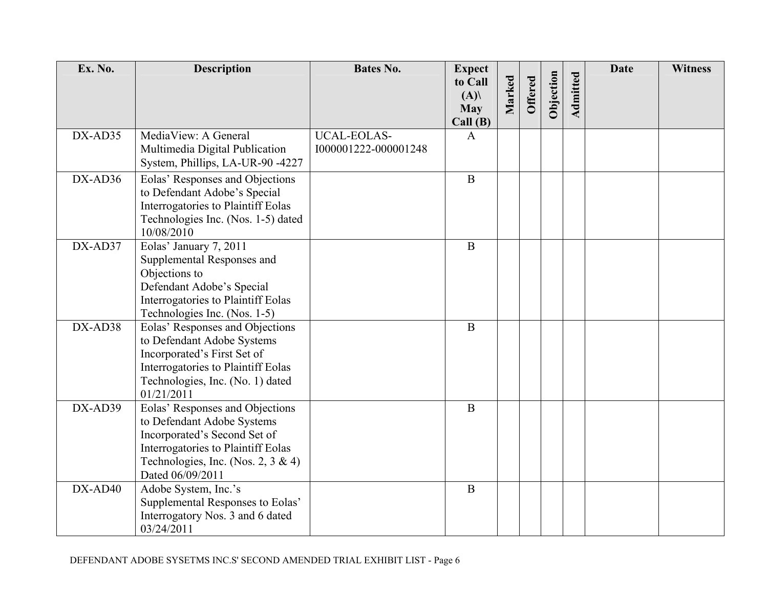| Ex. No. | Description | Bates No. | Expect to Call (A)\ May Call (B) | Marked | Offered | Objection | Admitted | Date | Witness |
|---|---|---|---|---|---|---|---|---|---|
| DX-AD35 | MediaView: A General Multimedia Digital Publication System, Phillips, LA-UR-90 -4227 | UCAL-EOLAS-I000001222-000001248 | A | | | | | | |
| DX-AD36 | Eolas' Responses and Objections to Defendant Adobe's Special Interrogatories to Plaintiff Eolas Technologies Inc. (Nos. 1-5) dated 10/08/2010 | | B | | | | | | |
| DX-AD37 | Eolas' January 7, 2011 Supplemental Responses and Objections to Defendant Adobe's Special Interrogatories to Plaintiff Eolas Technologies Inc. (Nos. 1-5) | | B | | | | | | |
| DX-AD38 | Eolas' Responses and Objections to Defendant Adobe Systems Incorporated's First Set of Interrogatories to Plaintiff Eolas Technologies, Inc. (No. 1) dated 01/21/2011 | | B | | | | | | |
| DX-AD39 | Eolas' Responses and Objections to Defendant Adobe Systems Incorporated's Second Set of Interrogatories to Plaintiff Eolas Technologies, Inc. (Nos. 2, 3 & 4) Dated 06/09/2011 | | B | | | | | | |
| DX-AD40 | Adobe System, Inc.'s Supplemental Responses to Eolas' Interrogatory Nos. 3 and 6 dated 03/24/2011 | | B | | | | | | |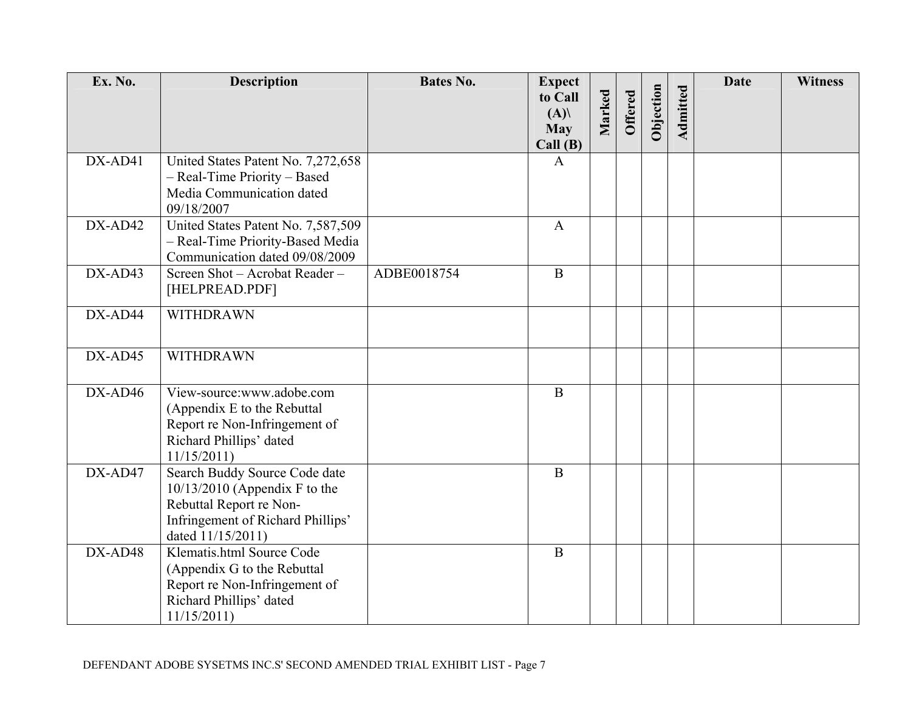| Ex. No. | Description | Bates No. | Expect to Call (A)\ May Call (B) | Marked | Offered | Objection | Admitted | Date | Witness |
|---|---|---|---|---|---|---|---|---|---|
| DX-AD41 | United States Patent No. 7,272,658 – Real-Time Priority – Based Media Communication dated 09/18/2007 | | A | | | | | | |
| DX-AD42 | United States Patent No. 7,587,509 – Real-Time Priority-Based Media Communication dated 09/08/2009 | | A | | | | | | |
| DX-AD43 | Screen Shot – Acrobat Reader – [HELPREAD.PDF] | ADBE0018754 | B | | | | | | |
| DX-AD44 | WITHDRAWN | | | | | | | | |
| DX-AD45 | WITHDRAWN | | | | | | | | |
| DX-AD46 | View-source:www.adobe.com (Appendix E to the Rebuttal Report re Non-Infringement of Richard Phillips' dated 11/15/2011) | | B | | | | | | |
| DX-AD47 | Search Buddy Source Code date 10/13/2010 (Appendix F to the Rebuttal Report re Non-Infringement of Richard Phillips' dated 11/15/2011) | | B | | | | | | |
| DX-AD48 | Klematis.html Source Code (Appendix G to the Rebuttal Report re Non-Infringement of Richard Phillips' dated 11/15/2011) | | B | | | | | | |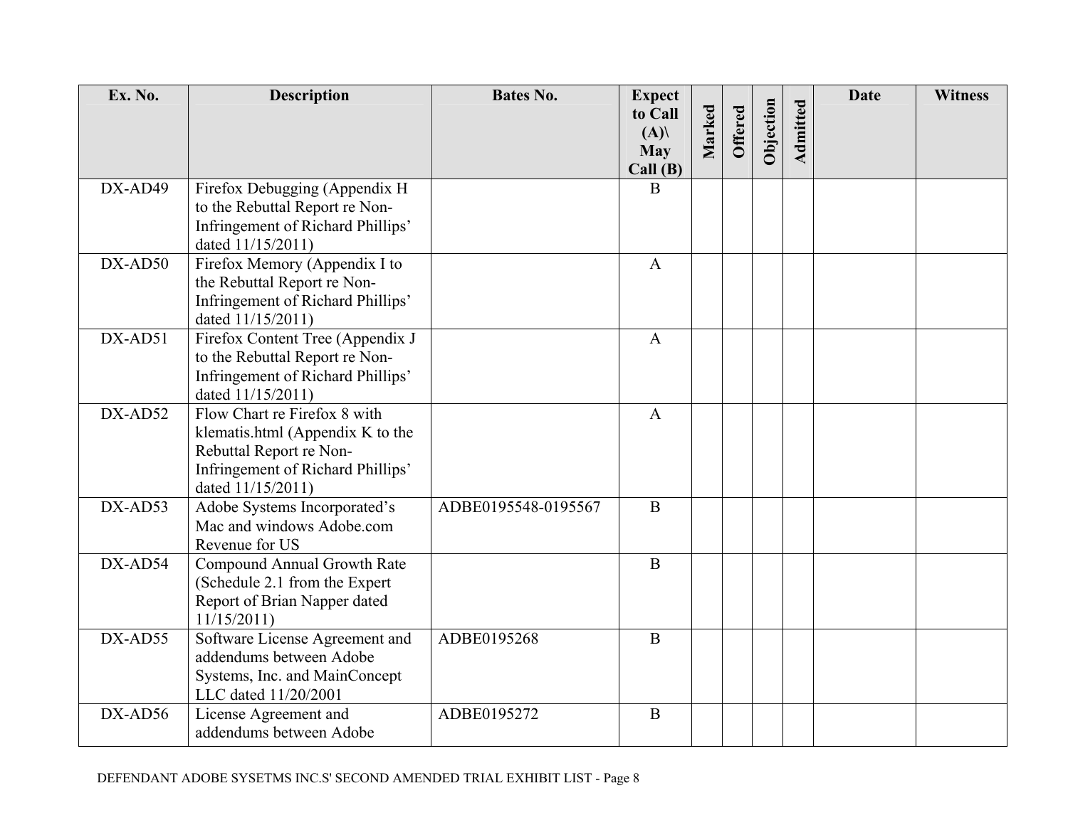| Ex. No. | Description | Bates No. | Expect to Call (A)\ May Call (B) | Marked | Offered | Objection | Admitted | Date | Witness |
|---|---|---|---|---|---|---|---|---|---|
| DX-AD49 | Firefox Debugging (Appendix H to the Rebuttal Report re Non-Infringement of Richard Phillips' dated 11/15/2011) | | B | | | | | | |
| DX-AD50 | Firefox Memory (Appendix I to the Rebuttal Report re Non-Infringement of Richard Phillips' dated 11/15/2011) | | A | | | | | | |
| DX-AD51 | Firefox Content Tree (Appendix J to the Rebuttal Report re Non-Infringement of Richard Phillips' dated 11/15/2011) | | A | | | | | | |
| DX-AD52 | Flow Chart re Firefox 8 with klematis.html (Appendix K to the Rebuttal Report re Non-Infringement of Richard Phillips' dated 11/15/2011) | | A | | | | | | |
| DX-AD53 | Adobe Systems Incorporated's Mac and windows Adobe.com Revenue for US | ADBE0195548-0195567 | B | | | | | | |
| DX-AD54 | Compound Annual Growth Rate (Schedule 2.1 from the Expert Report of Brian Napper dated 11/15/2011) | | B | | | | | | |
| DX-AD55 | Software License Agreement and addendums between Adobe Systems, Inc. and MainConcept LLC dated 11/20/2001 | ADBE0195268 | B | | | | | | |
| DX-AD56 | License Agreement and addendums between Adobe | ADBE0195272 | B | | | | | | |

DEFENDANT ADOBE SYSETMS INC.S' SECOND AMENDED TRIAL EXHIBIT LIST - Page 8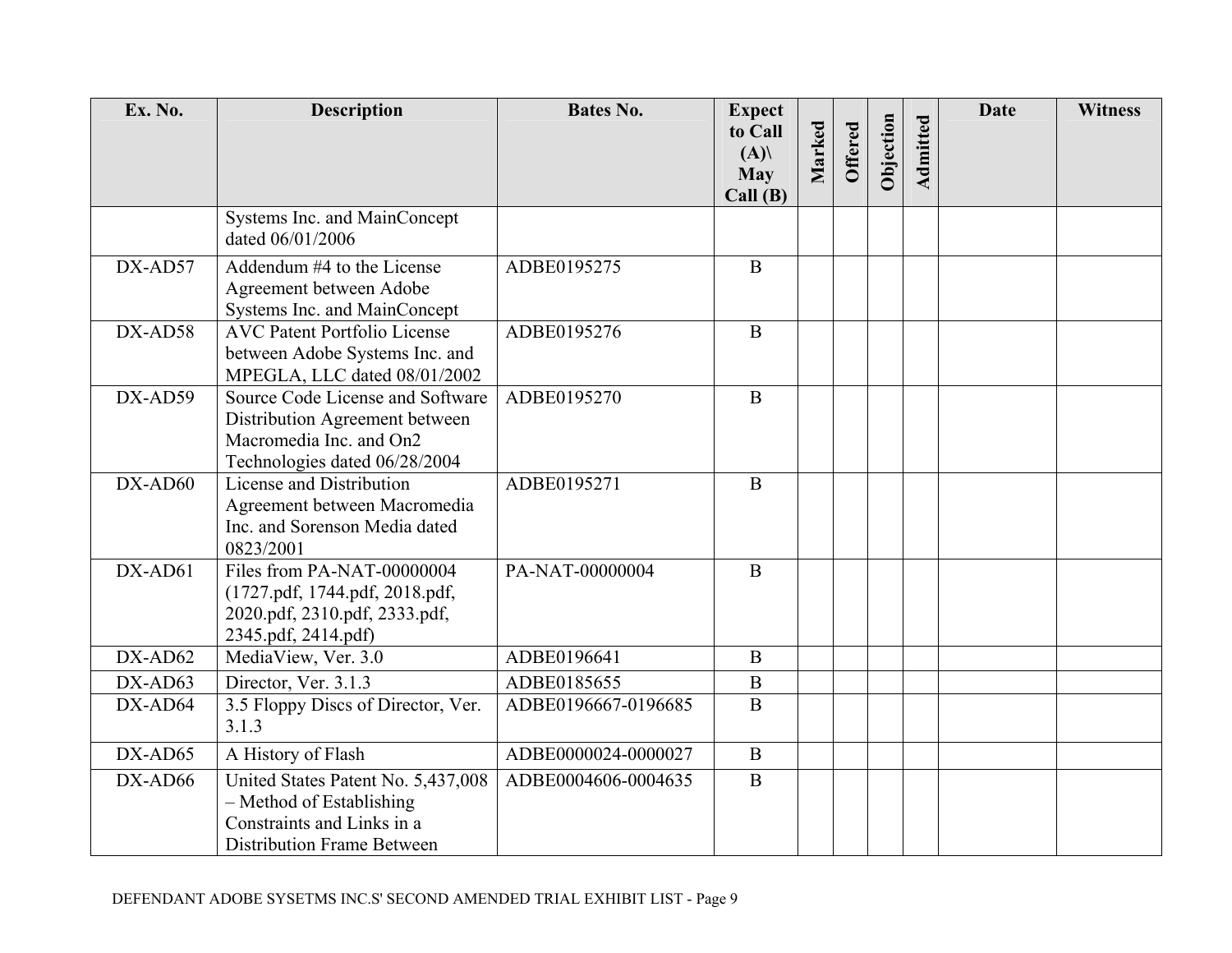| Ex. No. | Description | Bates No. | Expect to Call (A)\ May Call (B) | Marked | Offered | Objection | Admitted | Date | Witness |
|---|---|---|---|---|---|---|---|---|---|
| | Systems Inc. and MainConcept dated 06/01/2006 | | | | | | | | |
| DX-AD57 | Addendum #4 to the License Agreement between Adobe Systems Inc. and MainConcept | ADBE0195275 | B | | | | | | |
| DX-AD58 | AVC Patent Portfolio License between Adobe Systems Inc. and MPEGLA, LLC dated 08/01/2002 | ADBE0195276 | B | | | | | | |
| DX-AD59 | Source Code License and Software Distribution Agreement between Macromedia Inc. and On2 Technologies dated 06/28/2004 | ADBE0195270 | B | | | | | | |
| DX-AD60 | License and Distribution Agreement between Macromedia Inc. and Sorenson Media dated 0823/2001 | ADBE0195271 | B | | | | | | |
| DX-AD61 | Files from PA-NAT-00000004 (1727.pdf, 1744.pdf, 2018.pdf, 2020.pdf, 2310.pdf, 2333.pdf, 2345.pdf, 2414.pdf) | PA-NAT-00000004 | B | | | | | | |
| DX-AD62 | MediaView, Ver. 3.0 | ADBE0196641 | B | | | | | | |
| DX-AD63 | Director, Ver. 3.1.3 | ADBE0185655 | B | | | | | | |
| DX-AD64 | 3.5 Floppy Discs of Director, Ver. 3.1.3 | ADBE0196667-0196685 | B | | | | | | |
| DX-AD65 | A History of Flash | ADBE0000024-0000027 | B | | | | | | |
| DX-AD66 | United States Patent No. 5,437,008 – Method of Establishing Constraints and Links in a Distribution Frame Between | ADBE0004606-0004635 | B | | | | | | |

DEFENDANT ADOBE SYSETMS INC.S' SECOND AMENDED TRIAL EXHIBIT LIST - Page 9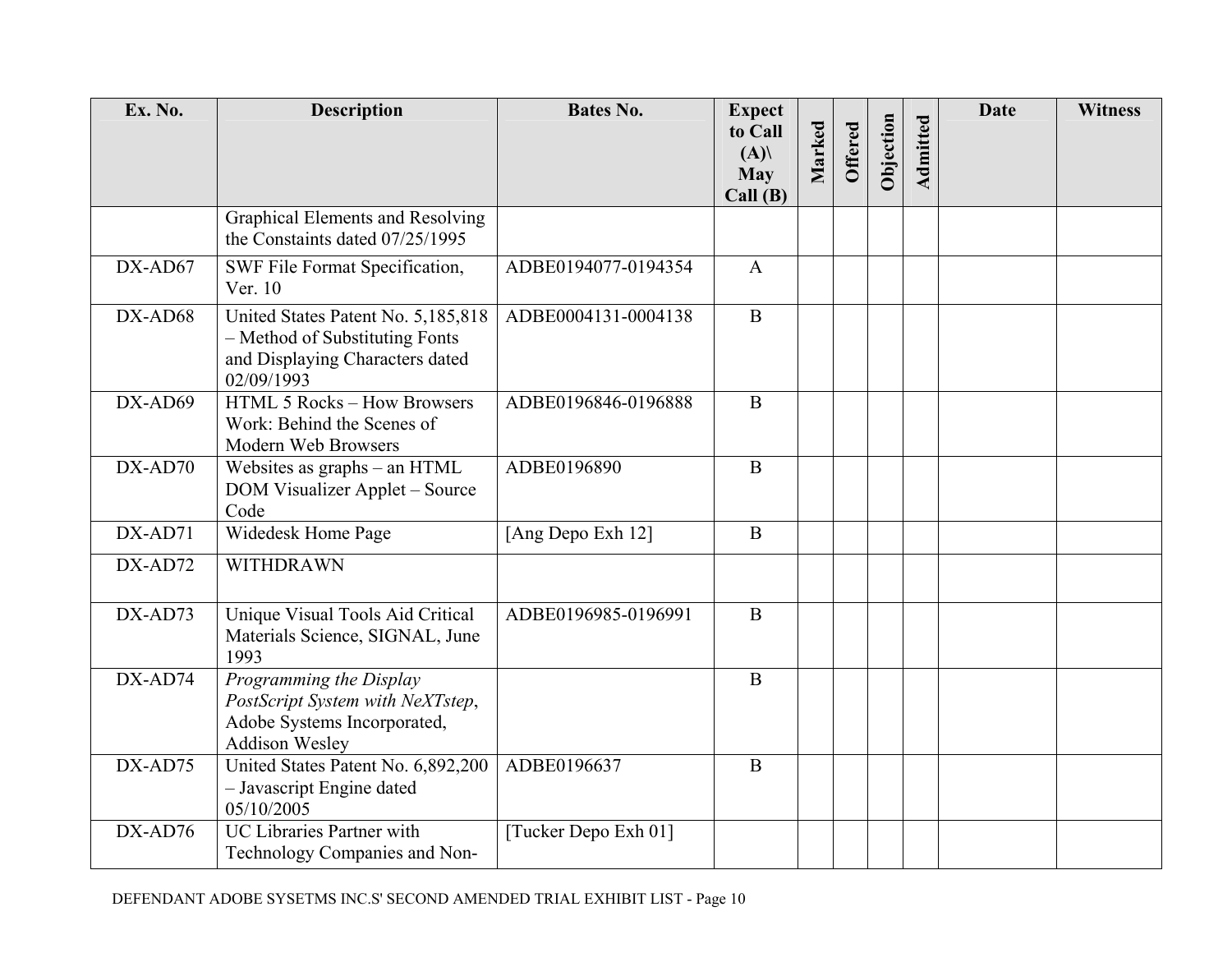| Ex. No. | Description | Bates No. | Expect to Call (A)\ May Call (B) | Marked | Offered | Objection | Admitted | Date | Witness |
|---|---|---|---|---|---|---|---|---|---|
| | Graphical Elements and Resolving the Constaints dated 07/25/1995 | | | | | | | | |
| DX-AD67 | SWF File Format Specification, Ver. 10 | ADBE0194077-0194354 | A | | | | | | |
| DX-AD68 | United States Patent No. 5,185,818 – Method of Substituting Fonts and Displaying Characters dated 02/09/1993 | ADBE0004131-0004138 | B | | | | | | |
| DX-AD69 | HTML 5 Rocks – How Browsers Work: Behind the Scenes of Modern Web Browsers | ADBE0196846-0196888 | B | | | | | | |
| DX-AD70 | Websites as graphs – an HTML DOM Visualizer Applet – Source Code | ADBE0196890 | B | | | | | | |
| DX-AD71 | Widedesk Home Page | [Ang Depo Exh 12] | B | | | | | | |
| DX-AD72 | WITHDRAWN | | | | | | | | |
| DX-AD73 | Unique Visual Tools Aid Critical Materials Science, SIGNAL, June 1993 | ADBE0196985-0196991 | B | | | | | | |
| DX-AD74 | *Programming the Display PostScript System with NeXTstep*, Adobe Systems Incorporated, Addison Wesley | | B | | | | | | |
| DX-AD75 | United States Patent No. 6,892,200 – Javascript Engine dated 05/10/2005 | ADBE0196637 | B | | | | | | |
| DX-AD76 | UC Libraries Partner with Technology Companies and Non- | [Tucker Depo Exh 01] | | | | | | | |

DEFENDANT ADOBE SYSETMS INC.S' SECOND AMENDED TRIAL EXHIBIT LIST - Page 10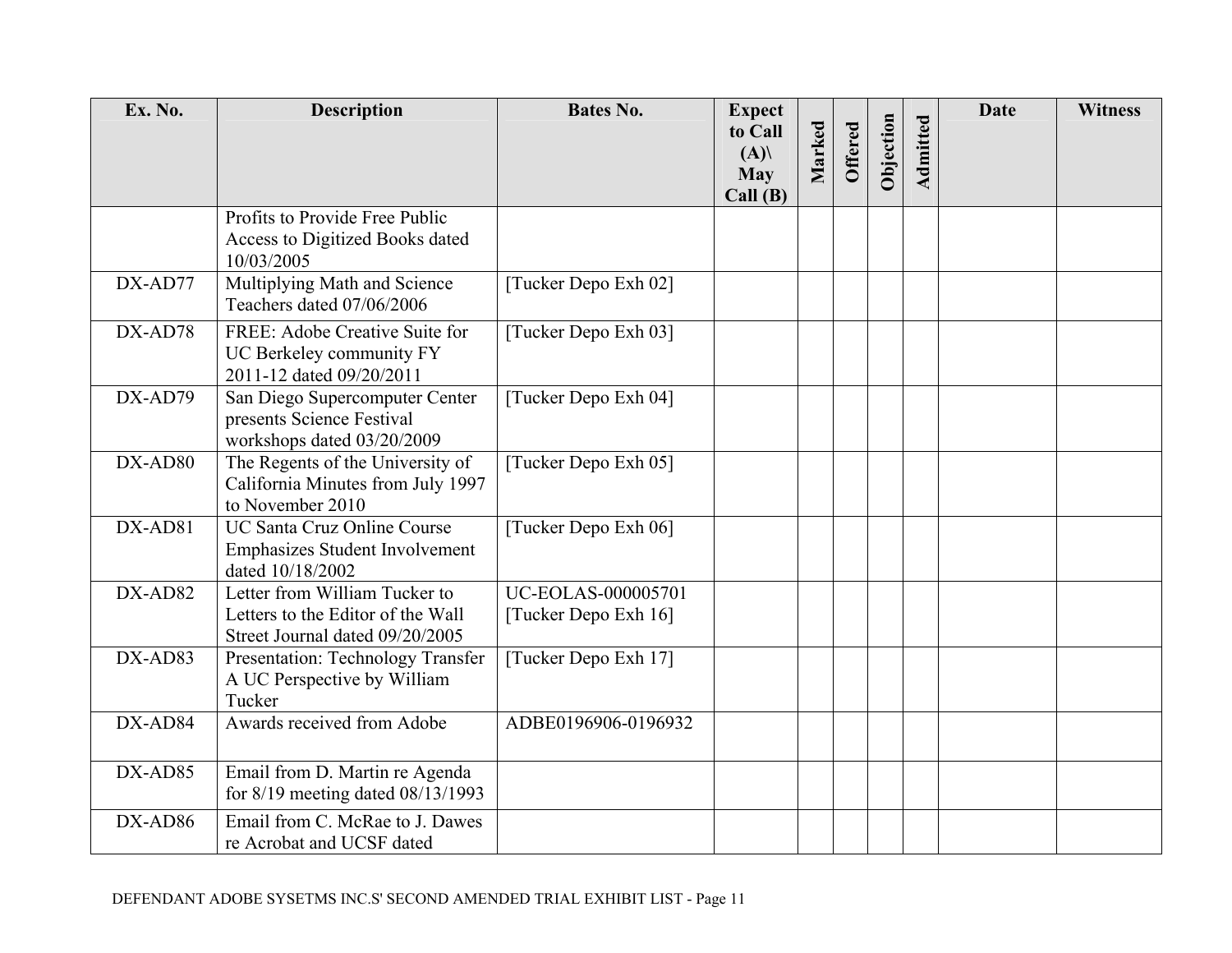| Ex. No. | Description | Bates No. | Expect to Call (A)\ May Call (B) | Marked | Offered | Objection | Admitted | Date | Witness |
|---|---|---|---|---|---|---|---|---|---|
| | Profits to Provide Free Public Access to Digitized Books dated 10/03/2005 | | | | | | | | |
| DX-AD77 | Multiplying Math and Science Teachers dated 07/06/2006 | [Tucker Depo Exh 02] | | | | | | | |
| DX-AD78 | FREE: Adobe Creative Suite for UC Berkeley community FY 2011-12 dated 09/20/2011 | [Tucker Depo Exh 03] | | | | | | | |
| DX-AD79 | San Diego Supercomputer Center presents Science Festival workshops dated 03/20/2009 | [Tucker Depo Exh 04] | | | | | | | |
| DX-AD80 | The Regents of the University of California Minutes from July 1997 to November 2010 | [Tucker Depo Exh 05] | | | | | | | |
| DX-AD81 | UC Santa Cruz Online Course Emphasizes Student Involvement dated 10/18/2002 | [Tucker Depo Exh 06] | | | | | | | |
| DX-AD82 | Letter from William Tucker to Letters to the Editor of the Wall Street Journal dated 09/20/2005 | UC-EOLAS-000005701 [Tucker Depo Exh 16] | | | | | | | |
| DX-AD83 | Presentation: Technology Transfer A UC Perspective by William Tucker | [Tucker Depo Exh 17] | | | | | | | |
| DX-AD84 | Awards received from Adobe | ADBE0196906-0196932 | | | | | | | |
| DX-AD85 | Email from D. Martin re Agenda for 8/19 meeting dated 08/13/1993 | | | | | | | | |
| DX-AD86 | Email from C. McRae to J. Dawes re Acrobat and UCSF dated | | | | | | | | |

DEFENDANT ADOBE SYSETMS INC.S' SECOND AMENDED TRIAL EXHIBIT LIST - Page 11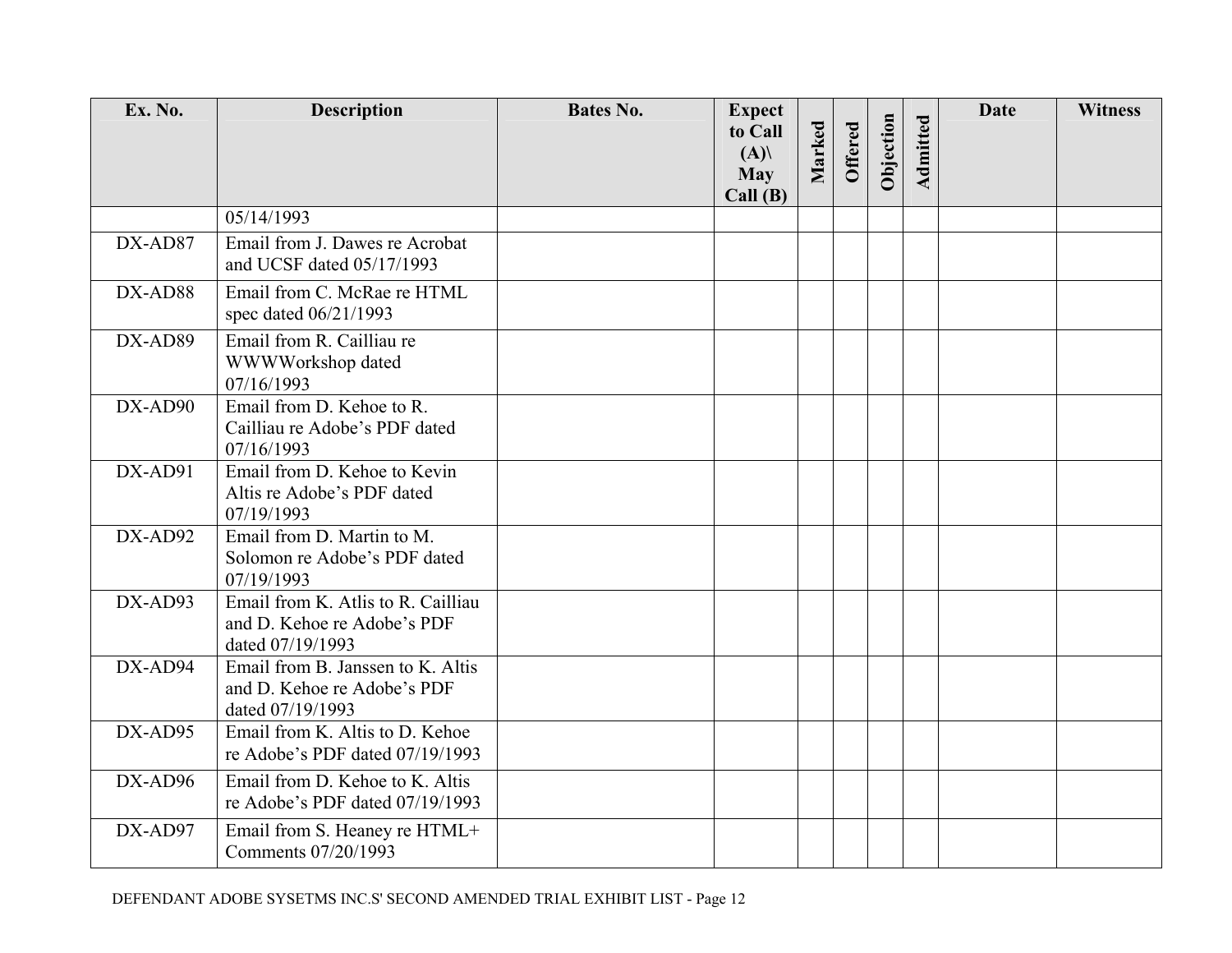| Ex. No. | Description | Bates No. | Expect to Call (A)\ May Call (B) | Marked | Offered | Objection | Admitted | Date | Witness |
|---|---|---|---|---|---|---|---|---|---|
| | 05/14/1993 | | | | | | | | |
| DX-AD87 | Email from J. Dawes re Acrobat and UCSF dated 05/17/1993 | | | | | | | | |
| DX-AD88 | Email from C. McRae re HTML spec dated 06/21/1993 | | | | | | | | |
| DX-AD89 | Email from R. Cailliau re WWWWorkshop dated 07/16/1993 | | | | | | | | |
| DX-AD90 | Email from D. Kehoe to R. Cailliau re Adobe's PDF dated 07/16/1993 | | | | | | | | |
| DX-AD91 | Email from D. Kehoe to Kevin Altis re Adobe's PDF dated 07/19/1993 | | | | | | | | |
| DX-AD92 | Email from D. Martin to M. Solomon re Adobe's PDF dated 07/19/1993 | | | | | | | | |
| DX-AD93 | Email from K. Atlis to R. Cailliau and D. Kehoe re Adobe's PDF dated 07/19/1993 | | | | | | | | |
| DX-AD94 | Email from B. Janssen to K. Altis and D. Kehoe re Adobe's PDF dated 07/19/1993 | | | | | | | | |
| DX-AD95 | Email from K. Altis to D. Kehoe re Adobe's PDF dated 07/19/1993 | | | | | | | | |
| DX-AD96 | Email from D. Kehoe to K. Altis re Adobe's PDF dated 07/19/1993 | | | | | | | | |
| DX-AD97 | Email from S. Heaney re HTML+ Comments 07/20/1993 | | | | | | | | |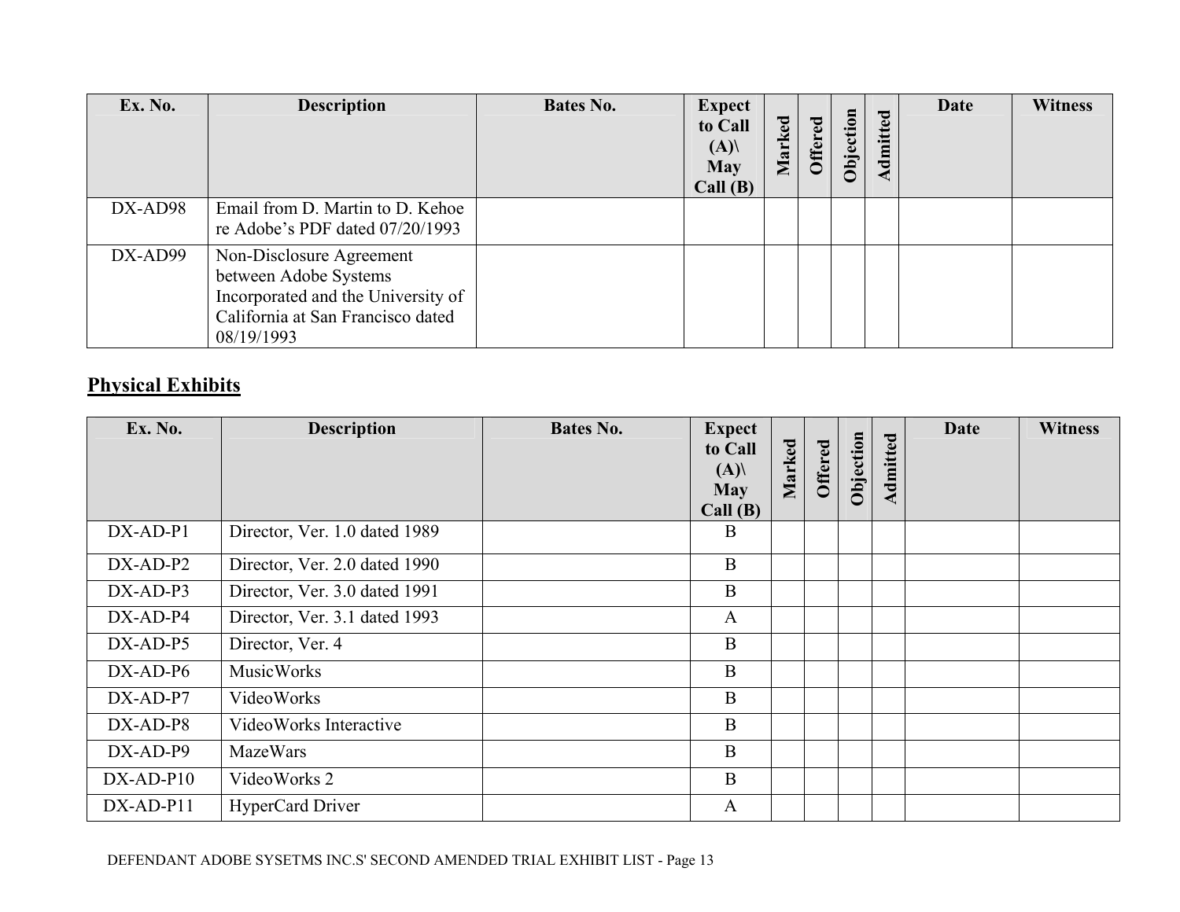| Ex. No. | Description | Bates No. | Expect to Call (A)\ May Call (B) | Marked | Offered | Objection | Admitted | Date | Witness |
|---|---|---|---|---|---|---|---|---|---|
| DX-AD98 | Email from D. Martin to D. Kehoe re Adobe's PDF dated 07/20/1993 | | | | | | | | |
| DX-AD99 | Non-Disclosure Agreement between Adobe Systems Incorporated and the University of California at San Francisco dated 08/19/1993 | | | | | | | | |

## Physical Exhibits

| Ex. No. | Description | Bates No. | Expect to Call (A)\ May Call (B) | Marked | Offered | Objection | Admitted | Date | Witness |
|---|---|---|---|---|---|---|---|---|---|
| DX-AD-P1 | Director, Ver. 1.0 dated 1989 | | B | | | | | | |
| DX-AD-P2 | Director, Ver. 2.0 dated 1990 | | B | | | | | | |
| DX-AD-P3 | Director, Ver. 3.0 dated 1991 | | B | | | | | | |
| DX-AD-P4 | Director, Ver. 3.1 dated 1993 | | A | | | | | | |
| DX-AD-P5 | Director, Ver. 4 | | B | | | | | | |
| DX-AD-P6 | MusicWorks | | B | | | | | | |
| DX-AD-P7 | VideoWorks | | B | | | | | | |
| DX-AD-P8 | VideoWorks Interactive | | B | | | | | | |
| DX-AD-P9 | MazeWars | | B | | | | | | |
| DX-AD-P10 | VideoWorks 2 | | B | | | | | | |
| DX-AD-P11 | HyperCard Driver | | A | | | | | | |

DEFENDANT ADOBE SYSETMS INC.S' SECOND AMENDED TRIAL EXHIBIT LIST - Page 13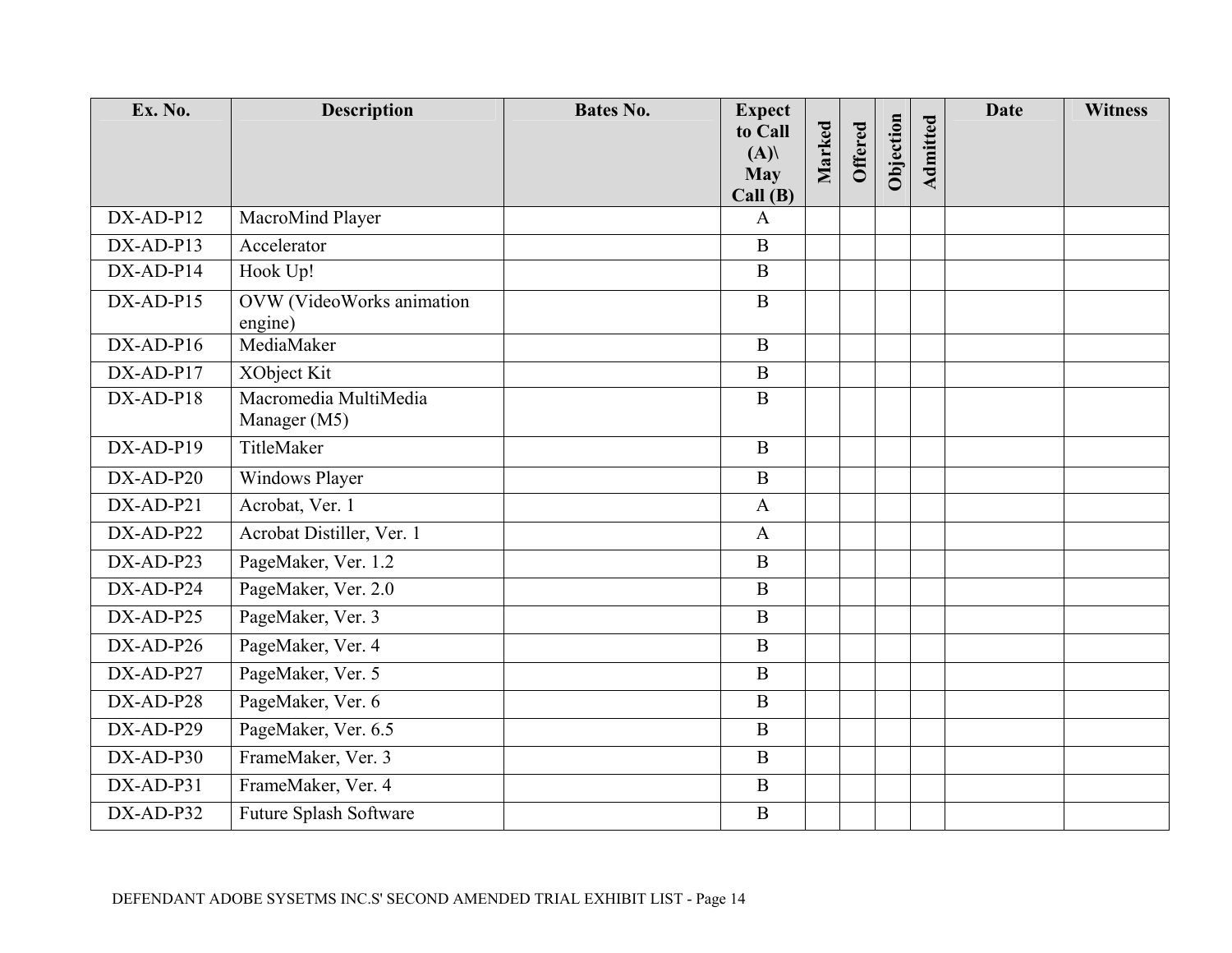| Ex. No. | Description | Bates No. | Expect to Call (A)\ May Call (B) | Marked | Offered | Objection | Admitted | Date | Witness |
|---|---|---|---|---|---|---|---|---|---|
| DX-AD-P12 | MacroMind Player | | A | | | | | | |
| DX-AD-P13 | Accelerator | | B | | | | | | |
| DX-AD-P14 | Hook Up! | | B | | | | | | |
| DX-AD-P15 | OVW (VideoWorks animation engine) | | B | | | | | | |
| DX-AD-P16 | MediaMaker | | B | | | | | | |
| DX-AD-P17 | XObject Kit | | B | | | | | | |
| DX-AD-P18 | Macromedia MultiMedia Manager (M5) | | B | | | | | | |
| DX-AD-P19 | TitleMaker | | B | | | | | | |
| DX-AD-P20 | Windows Player | | B | | | | | | |
| DX-AD-P21 | Acrobat, Ver. 1 | | A | | | | | | |
| DX-AD-P22 | Acrobat Distiller, Ver. 1 | | A | | | | | | |
| DX-AD-P23 | PageMaker, Ver. 1.2 | | B | | | | | | |
| DX-AD-P24 | PageMaker, Ver. 2.0 | | B | | | | | | |
| DX-AD-P25 | PageMaker, Ver. 3 | | B | | | | | | |
| DX-AD-P26 | PageMaker, Ver. 4 | | B | | | | | | |
| DX-AD-P27 | PageMaker, Ver. 5 | | B | | | | | | |
| DX-AD-P28 | PageMaker, Ver. 6 | | B | | | | | | |
| DX-AD-P29 | PageMaker, Ver. 6.5 | | B | | | | | | |
| DX-AD-P30 | FrameMaker, Ver. 3 | | B | | | | | | |
| DX-AD-P31 | FrameMaker, Ver. 4 | | B | | | | | | |
| DX-AD-P32 | Future Splash Software | | B | | | | | | |